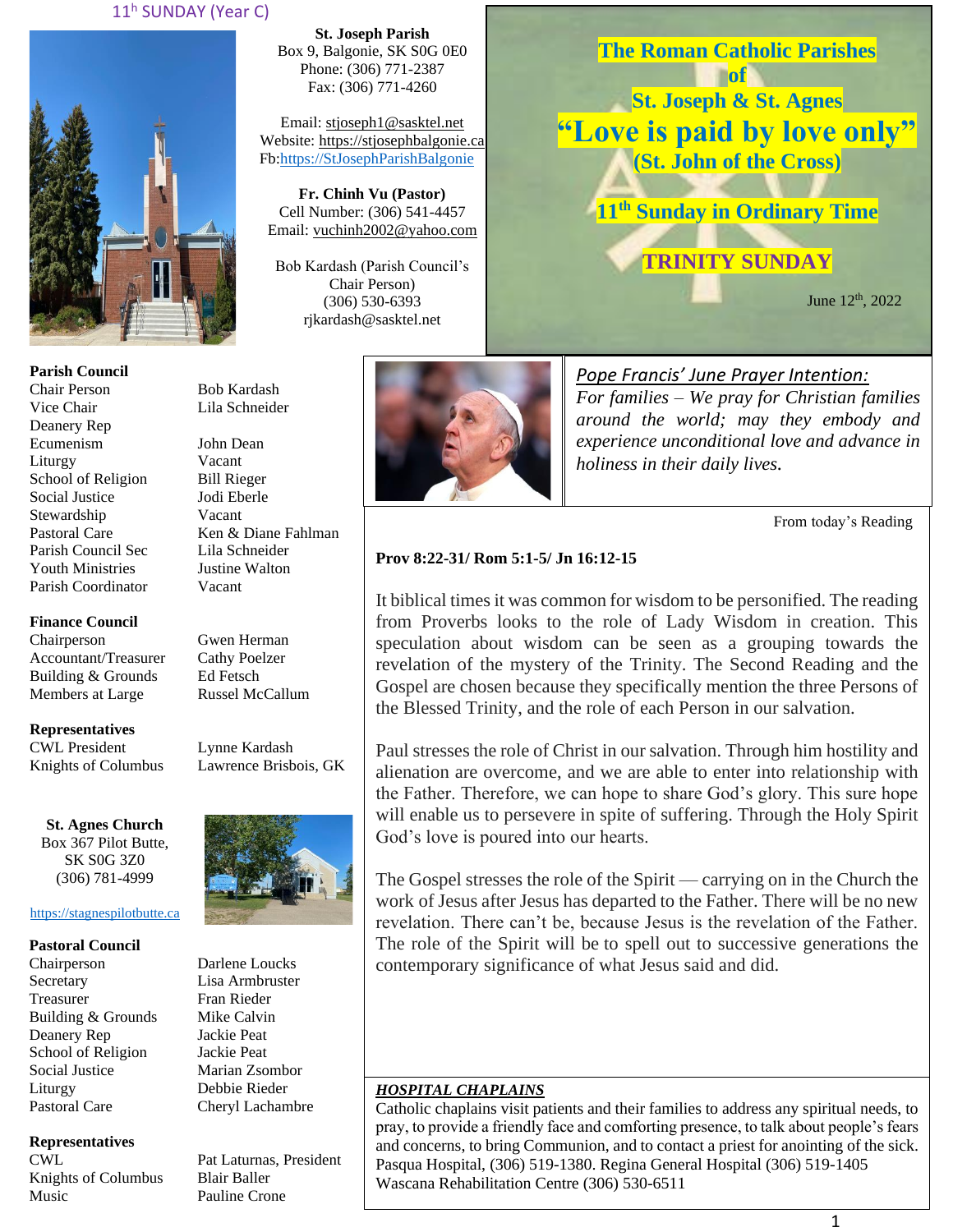11th SUNDAY (Year C)

**St. Joseph Parish**
Box 9, Balgonie, SK S0G 0E0
Phone: (306) 771-2387
Fax: (306) 771-4260

Email: stjoseph1@sasktel.net
Website: https://stjosephbalgonie.ca
Fb:https://StJosephParishBalgonie

**Fr. Chinh Vu (Pastor)**
Cell Number: (306) 541-4457
Email: vuchinh2002@yahoo.com

Bob Kardash (Parish Council's Chair Person)
(306) 530-6393
rjkardash@sasktel.net

# The Roman Catholic Parishes of St. Joseph & St. Agnes

## "Love is paid by love only"

**(St. John of the Cross)**

## 11th Sunday in Ordinary Time

## TRINITY SUNDAY

June 12th, 2022

**Parish Council**

| | |
|---|---|
| Chair Person | Bob Kardash |
| Vice Chair | Lila Schneider |
| Deanery Rep | |
| Ecumenism | John Dean |
| Liturgy | Vacant |
| School of Religion | Bill Rieger |
| Social Justice | Jodi Eberle |
| Stewardship | Vacant |
| Pastoral Care | Ken & Diane Fahlman |
| Parish Council Sec | Lila Schneider |
| Youth Ministries | Justine Walton |
| Parish Coordinator | Vacant |

**Finance Council**

| | |
|---|---|
| Chairperson | Gwen Herman |
| Accountant/Treasurer | Cathy Poelzer |
| Building & Grounds | Ed Fetsch |
| Members at Large | Russel McCallum |

**Representatives**

| | |
|---|---|
| CWL President | Lynne Kardash |
| Knights of Columbus | Lawrence Brisbois, GK |

**St. Agnes Church**
Box 367 Pilot Butte,
SK S0G 3Z0
(306) 781-4999

https://stagnespilotbutte.ca

**Pastoral Council**

| | |
|---|---|
| Chairperson | Darlene Loucks |
| Secretary | Lisa Armbruster |
| Treasurer | Fran Rieder |
| Building & Grounds | Mike Calvin |
| Deanery Rep | Jackie Peat |
| School of Religion | Jackie Peat |
| Social Justice | Marian Zsombor |
| Liturgy | Debbie Rieder |
| Pastoral Care | Cheryl Lachambre |

**Representatives**

| | |
|---|---|
| CWL | Pat Laturnas, President |
| Knights of Columbus | Blair Baller |
| Music | Pauline Crone |

*Pope Francis' June Prayer Intention:*

*For families – We pray for Christian families around the world; may they embody and experience unconditional love and advance in holiness in their daily lives.*

From today's Reading

**Prov 8:22-31/ Rom 5:1-5/ Jn 16:12-15**

It biblical times it was common for wisdom to be personified. The reading from Proverbs looks to the role of Lady Wisdom in creation. This speculation about wisdom can be seen as a grouping towards the revelation of the mystery of the Trinity. The Second Reading and the Gospel are chosen because they specifically mention the three Persons of the Blessed Trinity, and the role of each Person in our salvation.

Paul stresses the role of Christ in our salvation. Through him hostility and alienation are overcome, and we are able to enter into relationship with the Father. Therefore, we can hope to share God's glory. This sure hope will enable us to persevere in spite of suffering. Through the Holy Spirit God's love is poured into our hearts.

The Gospel stresses the role of the Spirit — carrying on in the Church the work of Jesus after Jesus has departed to the Father. There will be no new revelation. There can't be, because Jesus is the revelation of the Father. The role of the Spirit will be to spell out to successive generations the contemporary significance of what Jesus said and did.

***HOSPITAL CHAPLAINS***

Catholic chaplains visit patients and their families to address any spiritual needs, to pray, to provide a friendly face and comforting presence, to talk about people's fears and concerns, to bring Communion, and to contact a priest for anointing of the sick. Pasqua Hospital, (306) 519-1380. Regina General Hospital (306) 519-1405
Wascana Rehabilitation Centre (306) 530-6511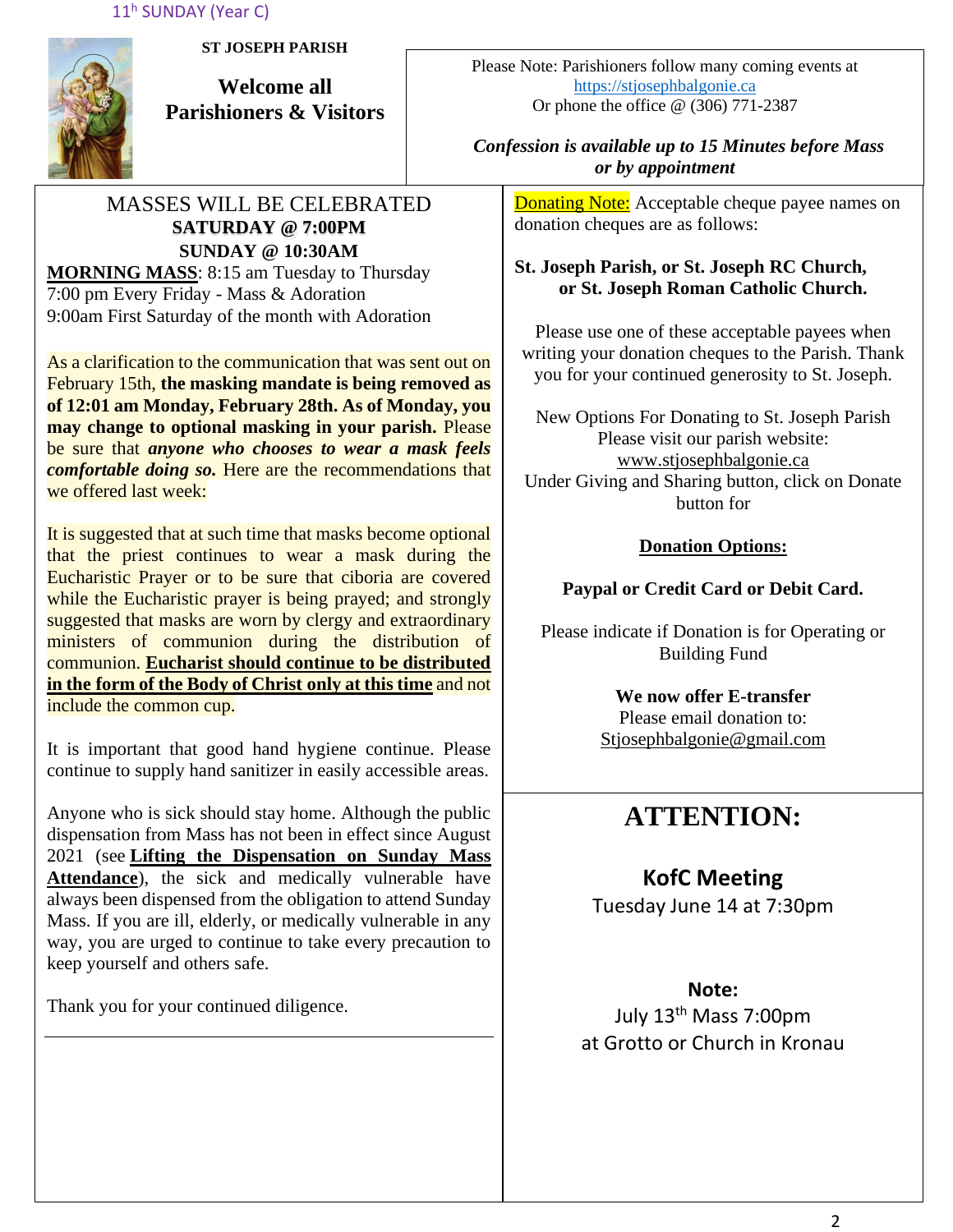11th SUNDAY (Year C)

**ST JOSEPH PARISH**

## Welcome all Parishioners & Visitors

Please Note: Parishioners follow many coming events at https://stjosephbalgonie.ca
Or phone the office @ (306) 771-2387

***Confession is available up to 15 Minutes before Mass or by appointment***

MASSES WILL BE CELEBRATED
**SATURDAY @ 7:00PM**
**SUNDAY @ 10:30AM**

**MORNING MASS**: 8:15 am Tuesday to Thursday
7:00 pm Every Friday - Mass & Adoration
9:00am First Saturday of the month with Adoration

As a clarification to the communication that was sent out on February 15th, **the masking mandate is being removed as of 12:01 am Monday, February 28th. As of Monday, you may change to optional masking in your parish.** Please be sure that ***anyone who chooses to wear a mask feels comfortable doing so.*** Here are the recommendations that we offered last week:

It is suggested that at such time that masks become optional that the priest continues to wear a mask during the Eucharistic Prayer or to be sure that ciboria are covered while the Eucharistic prayer is being prayed; and strongly suggested that masks are worn by clergy and extraordinary ministers of communion during the distribution of communion. **Eucharist should continue to be distributed in the form of the Body of Christ only at this time** and not include the common cup.

It is important that good hand hygiene continue. Please continue to supply hand sanitizer in easily accessible areas.

Anyone who is sick should stay home. Although the public dispensation from Mass has not been in effect since August 2021 (see **Lifting the Dispensation on Sunday Mass Attendance**), the sick and medically vulnerable have always been dispensed from the obligation to attend Sunday Mass. If you are ill, elderly, or medically vulnerable in any way, you are urged to continue to take every precaution to keep yourself and others safe.

Thank you for your continued diligence.

Donating Note: Acceptable cheque payee names on donation cheques are as follows:

**St. Joseph Parish, or St. Joseph RC Church, or St. Joseph Roman Catholic Church.**

Please use one of these acceptable payees when writing your donation cheques to the Parish. Thank you for your continued generosity to St. Joseph.

New Options For Donating to St. Joseph Parish
Please visit our parish website:
www.stjosephbalgonie.ca
Under Giving and Sharing button, click on Donate button for

**Donation Options:**

**Paypal or Credit Card or Debit Card.**

Please indicate if Donation is for Operating or Building Fund

**We now offer E-transfer**
Please email donation to:
Stjosephbalgonie@gmail.com

## ATTENTION:

**KofC Meeting**
Tuesday June 14 at 7:30pm

**Note:**
July 13th Mass 7:00pm
at Grotto or Church in Kronau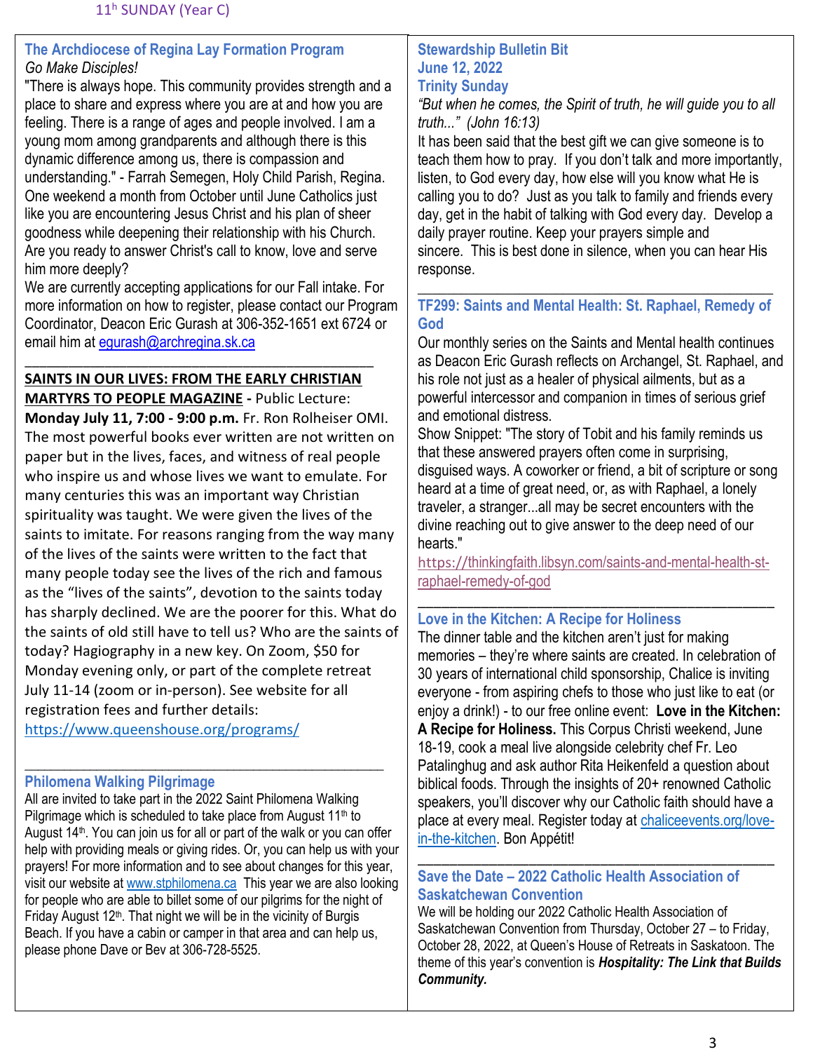11th SUNDAY (Year C)

## The Archdiocese of Regina Lay Formation Program

*Go Make Disciples!*

"There is always hope. This community provides strength and a place to share and express where you are at and how you are feeling. There is a range of ages and people involved. I am a young mom among grandparents and although there is this dynamic difference among us, there is compassion and understanding." - Farrah Semegen, Holy Child Parish, Regina. One weekend a month from October until June Catholics just like you are encountering Jesus Christ and his plan of sheer goodness while deepening their relationship with his Church. Are you ready to answer Christ's call to know, love and serve him more deeply?

We are currently accepting applications for our Fall intake. For more information on how to register, please contact our Program Coordinator, Deacon Eric Gurash at 306-352-1651 ext 6724 or email him at egurash@archregina.sk.ca

---

**SAINTS IN OUR LIVES: FROM THE EARLY CHRISTIAN MARTYRS TO PEOPLE MAGAZINE** - Public Lecture: **Monday July 11, 7:00 - 9:00 p.m.** Fr. Ron Rolheiser OMI. The most powerful books ever written are not written on paper but in the lives, faces, and witness of real people who inspire us and whose lives we want to emulate. For many centuries this was an important way Christian spirituality was taught. We were given the lives of the saints to imitate. For reasons ranging from the way many of the lives of the saints were written to the fact that many people today see the lives of the rich and famous as the "lives of the saints", devotion to the saints today has sharply declined. We are the poorer for this. What do the saints of old still have to tell us? Who are the saints of today? Hagiography in a new key. On Zoom, $50 for Monday evening only, or part of the complete retreat July 11-14 (zoom or in-person). See website for all registration fees and further details: https://www.queenshouse.org/programs/

---

## Philomena Walking Pilgrimage

All are invited to take part in the 2022 Saint Philomena Walking Pilgrimage which is scheduled to take place from August 11th to August 14th. You can join us for all or part of the walk or you can offer help with providing meals or giving rides. Or, you can help us with your prayers! For more information and to see about changes for this year, visit our website at www.stphilomena.ca This year we are also looking for people who are able to billet some of our pilgrims for the night of Friday August 12th. That night we will be in the vicinity of Burgis Beach. If you have a cabin or camper in that area and can help us, please phone Dave or Bev at 306-728-5525.

## Stewardship Bulletin Bit

### June 12, 2022

### Trinity Sunday

*"But when he comes, the Spirit of truth, he will guide you to all truth..." (John 16:13)*

It has been said that the best gift we can give someone is to teach them how to pray. If you don't talk and more importantly, listen, to God every day, how else will you know what He is calling you to do? Just as you talk to family and friends every day, get in the habit of talking with God every day. Develop a daily prayer routine. Keep your prayers simple and sincere. This is best done in silence, when you can hear His response.

---

## TF299: Saints and Mental Health: St. Raphael, Remedy of God

Our monthly series on the Saints and Mental health continues as Deacon Eric Gurash reflects on Archangel, St. Raphael, and his role not just as a healer of physical ailments, but as a powerful intercessor and companion in times of serious grief and emotional distress.

Show Snippet: "The story of Tobit and his family reminds us that these answered prayers often come in surprising, disguised ways. A coworker or friend, a bit of scripture or song heard at a time of great need, or, as with Raphael, a lonely traveler, a stranger...all may be secret encounters with the divine reaching out to give answer to the deep need of our hearts."

https://thinkingfaith.libsyn.com/saints-and-mental-health-st-raphael-remedy-of-god

---

## Love in the Kitchen: A Recipe for Holiness

The dinner table and the kitchen aren't just for making memories – they're where saints are created. In celebration of 30 years of international child sponsorship, Chalice is inviting everyone - from aspiring chefs to those who just like to eat (or enjoy a drink!) - to our free online event: **Love in the Kitchen: A Recipe for Holiness.** This Corpus Christi weekend, June 18-19, cook a meal live alongside celebrity chef Fr. Leo Patalinghug and ask author Rita Heikenfeld a question about biblical foods. Through the insights of 20+ renowned Catholic speakers, you'll discover why our Catholic faith should have a place at every meal. Register today at chaliceevents.org/love-in-the-kitchen. Bon Appétit!

---

## Save the Date – 2022 Catholic Health Association of Saskatchewan Convention

We will be holding our 2022 Catholic Health Association of Saskatchewan Convention from Thursday, October 27 – to Friday, October 28, 2022, at Queen's House of Retreats in Saskatoon. The theme of this year's convention is ***Hospitality: The Link that Builds Community.***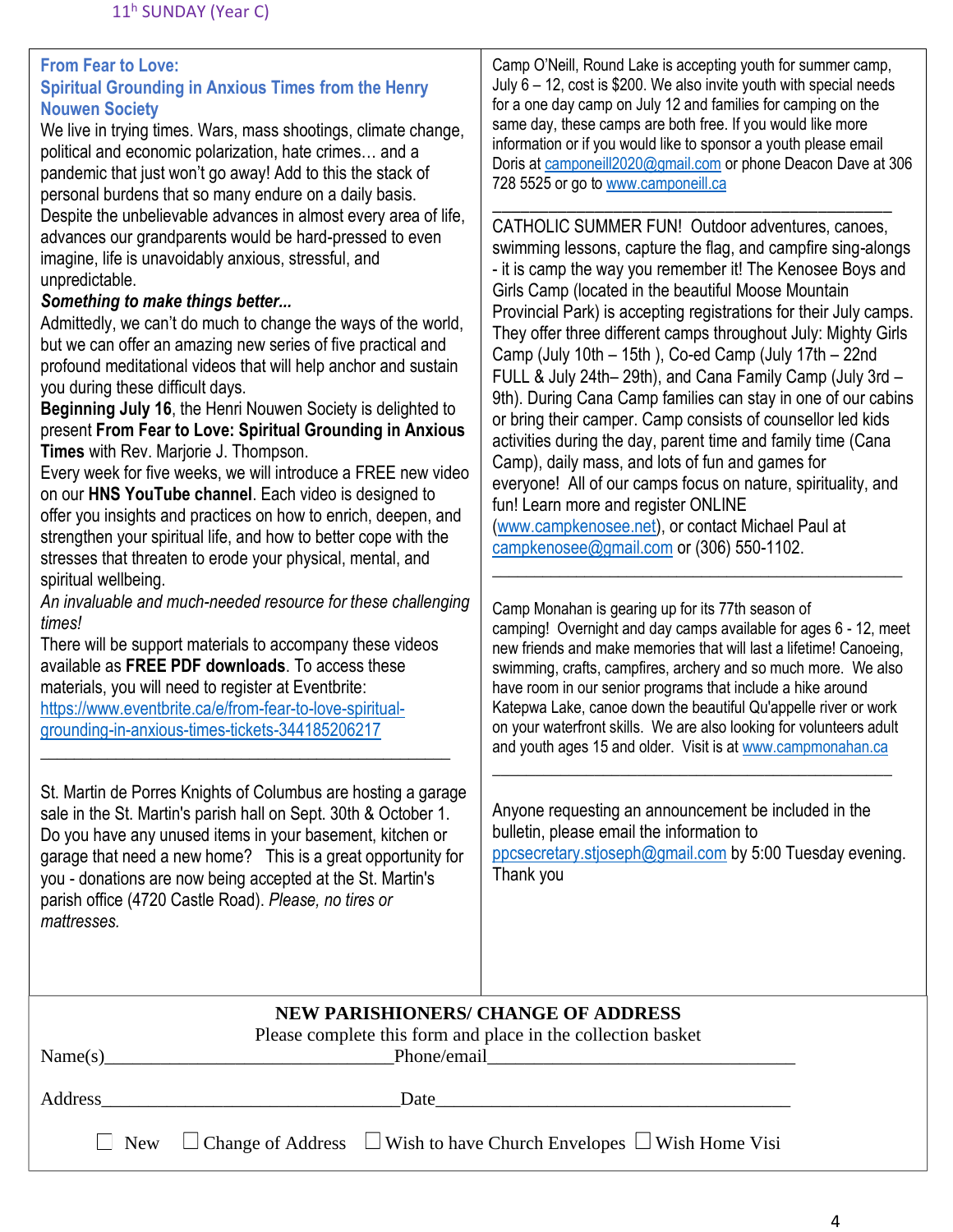## From Fear to Love:
## Spiritual Grounding in Anxious Times from the Henry Nouwen Society

We live in trying times. Wars, mass shootings, climate change, political and economic polarization, hate crimes… and a pandemic that just won't go away! Add to this the stack of personal burdens that so many endure on a daily basis. Despite the unbelievable advances in almost every area of life, advances our grandparents would be hard-pressed to even imagine, life is unavoidably anxious, stressful, and unpredictable.

***Something to make things better...***

Admittedly, we can't do much to change the ways of the world, but we can offer an amazing new series of five practical and profound meditational videos that will help anchor and sustain you during these difficult days.

**Beginning July 16**, the Henri Nouwen Society is delighted to present **From Fear to Love: Spiritual Grounding in Anxious Times** with Rev. Marjorie J. Thompson.

Every week for five weeks, we will introduce a FREE new video on our **HNS YouTube channel**. Each video is designed to offer you insights and practices on how to enrich, deepen, and strengthen your spiritual life, and how to better cope with the stresses that threaten to erode your physical, mental, and spiritual wellbeing.

*An invaluable and much-needed resource for these challenging times!*

There will be support materials to accompany these videos available as **FREE PDF downloads**. To access these materials, you will need to register at Eventbrite: https://www.eventbrite.ca/e/from-fear-to-love-spiritual-grounding-in-anxious-times-tickets-344185206217

---

St. Martin de Porres Knights of Columbus are hosting a garage sale in the St. Martin's parish hall on Sept. 30th & October 1. Do you have any unused items in your basement, kitchen or garage that need a new home? This is a great opportunity for you - donations are now being accepted at the St. Martin's parish office (4720 Castle Road). *Please, no tires or mattresses.*

---

Camp O'Neill, Round Lake is accepting youth for summer camp, July 6 – 12, cost is $200. We also invite youth with special needs for a one day camp on July 12 and families for camping on the same day, these camps are both free. If you would like more information or if you would like to sponsor a youth please email Doris at camponeill2020@gmail.com or phone Deacon Dave at 306 728 5525 or go to www.camponeill.ca

---

CATHOLIC SUMMER FUN! Outdoor adventures, canoes, swimming lessons, capture the flag, and campfire sing-alongs - it is camp the way you remember it! The Kenosee Boys and Girls Camp (located in the beautiful Moose Mountain Provincial Park) is accepting registrations for their July camps. They offer three different camps throughout July: Mighty Girls Camp (July 10th – 15th ), Co-ed Camp (July 17th – 22nd FULL & July 24th– 29th), and Cana Family Camp (July 3rd – 9th). During Cana Camp families can stay in one of our cabins or bring their camper. Camp consists of counsellor led kids activities during the day, parent time and family time (Cana Camp), daily mass, and lots of fun and games for everyone! All of our camps focus on nature, spirituality, and fun! Learn more and register ONLINE (www.campkenosee.net), or contact Michael Paul at campkenosee@gmail.com or (306) 550-1102.

---

Camp Monahan is gearing up for its 77th season of camping! Overnight and day camps available for ages 6 - 12, meet new friends and make memories that will last a lifetime! Canoeing, swimming, crafts, campfires, archery and so much more. We also have room in our senior programs that include a hike around Katepwa Lake, canoe down the beautiful Qu'appelle river or work on your waterfront skills. We are also looking for volunteers adult and youth ages 15 and older. Visit is at www.campmonahan.ca

---

Anyone requesting an announcement be included in the bulletin, please email the information to ppcsecretary.stjoseph@gmail.com by 5:00 Tuesday evening. Thank you

---

**NEW PARISHIONERS/ CHANGE OF ADDRESS**

Please complete this form and place in the collection basket

Name(s)________________________________ Phone/email__________________________________

Address_________________________________ Date_________________________________________

☐ New ☐ Change of Address ☐ Wish to have Church Envelopes ☐ Wish Home Visi